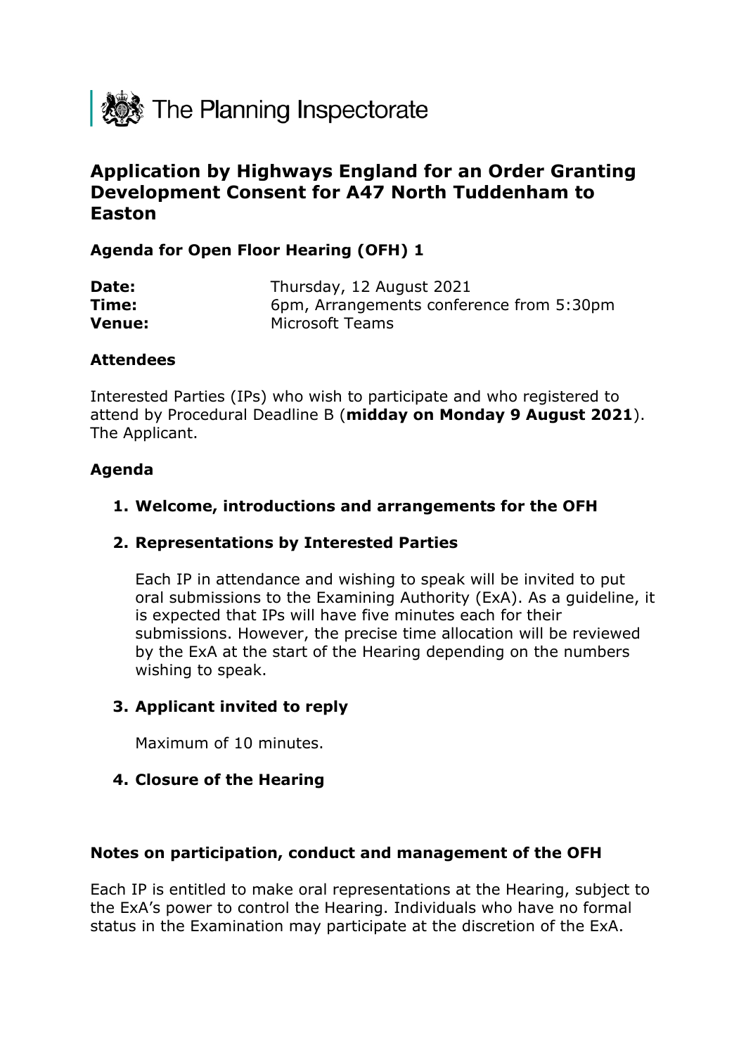The Planning Inspectorate

# Application by Highways England for an Order Granting Development Consent for A47 North Tuddenham to Easton

### Agenda for Open Floor Hearing (OFH) 1

| | |
|---|---|
| **Date:** | Thursday, 12 August 2021 |
| **Time:** | 6pm, Arrangements conference from 5:30pm |
| **Venue:** | Microsoft Teams |

### Attendees

Interested Parties (IPs) who wish to participate and who registered to attend by Procedural Deadline B (**midday on Monday 9 August 2021**). The Applicant.

### Agenda

1. **Welcome, introductions and arrangements for the OFH**

2. **Representations by Interested Parties**

   Each IP in attendance and wishing to speak will be invited to put oral submissions to the Examining Authority (ExA). As a guideline, it is expected that IPs will have five minutes each for their submissions. However, the precise time allocation will be reviewed by the ExA at the start of the Hearing depending on the numbers wishing to speak.

3. **Applicant invited to reply**

   Maximum of 10 minutes.

4. **Closure of the Hearing**

### Notes on participation, conduct and management of the OFH

Each IP is entitled to make oral representations at the Hearing, subject to the ExA's power to control the Hearing. Individuals who have no formal status in the Examination may participate at the discretion of the ExA.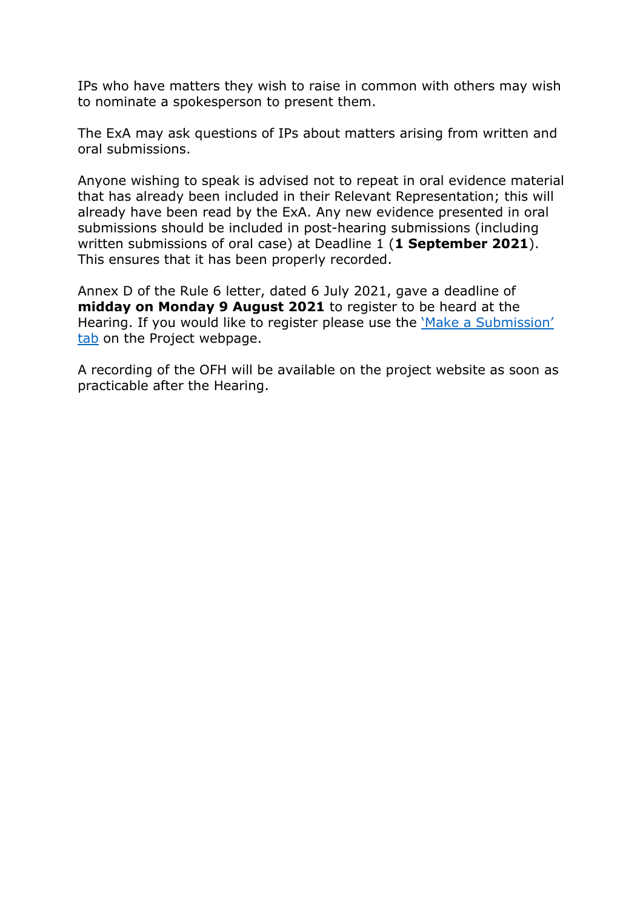IPs who have matters they wish to raise in common with others may wish to nominate a spokesperson to present them.

The ExA may ask questions of IPs about matters arising from written and oral submissions.

Anyone wishing to speak is advised not to repeat in oral evidence material that has already been included in their Relevant Representation; this will already have been read by the ExA. Any new evidence presented in oral submissions should be included in post-hearing submissions (including written submissions of oral case) at Deadline 1 (**1 September 2021**). This ensures that it has been properly recorded.

Annex D of the Rule 6 letter, dated 6 July 2021, gave a deadline of **midday on Monday 9 August 2021** to register to be heard at the Hearing. If you would like to register please use the 'Make a Submission' tab on the Project webpage.

A recording of the OFH will be available on the project website as soon as practicable after the Hearing.